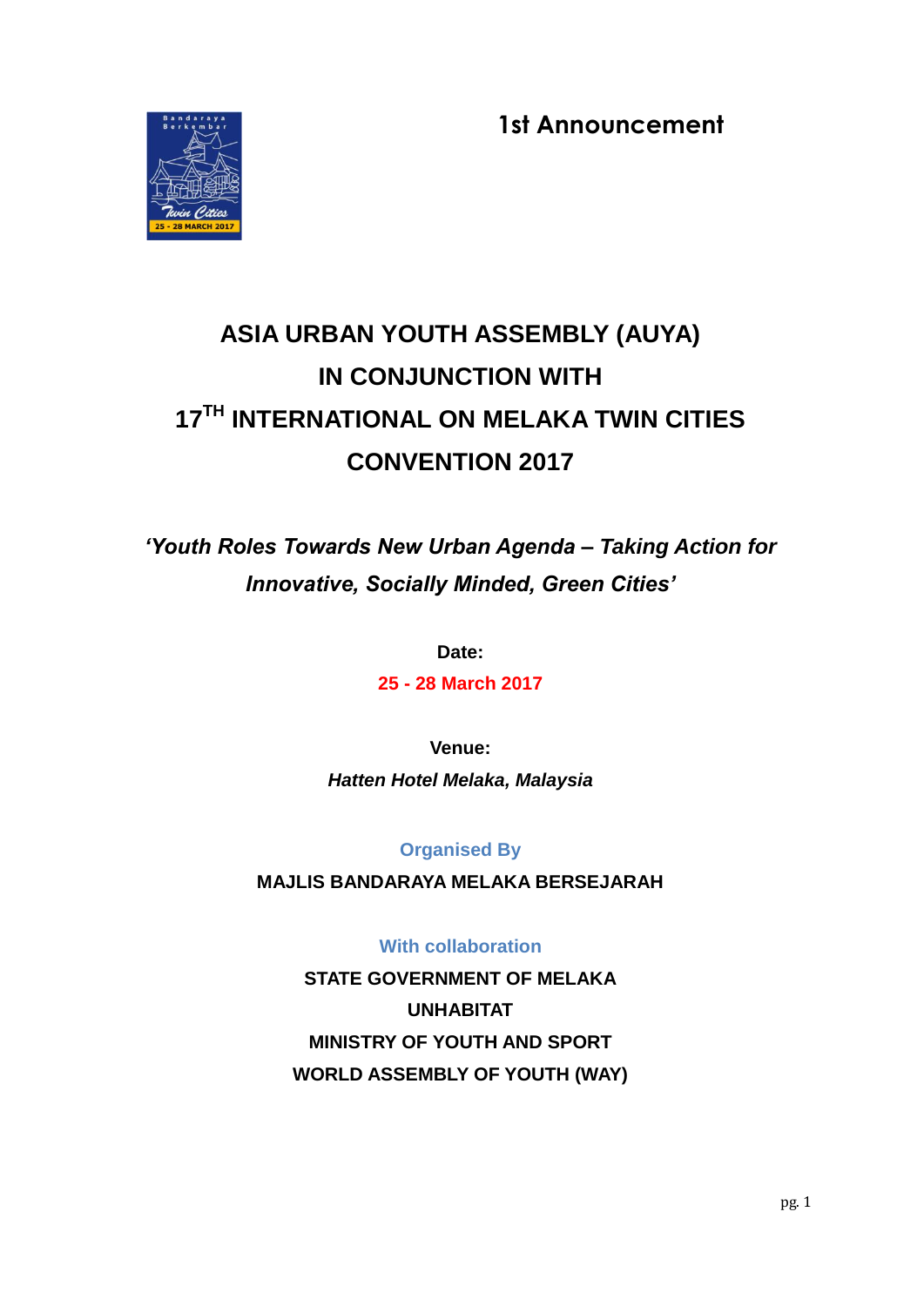1st Announcement

# ASIA URBAN YOUTH ASSEMBLY (AUYA) IN CONJUNCTION WITH 17TH INTERNATIONAL ON MELAKA TWIN CITIES CONVENTION 2017

***'Youth Roles Towards New Urban Agenda – Taking Action for Innovative, Socially Minded, Green Cities'***

**Date:**

**25 - 28 March 2017**

**Venue:**

***Hatten Hotel Melaka, Malaysia***

**Organised By**

**MAJLIS BANDARAYA MELAKA BERSEJARAH**

**With collaboration**

**STATE GOVERNMENT OF MELAKA**

**UNHABITAT**

**MINISTRY OF YOUTH AND SPORT**

**WORLD ASSEMBLY OF YOUTH (WAY)**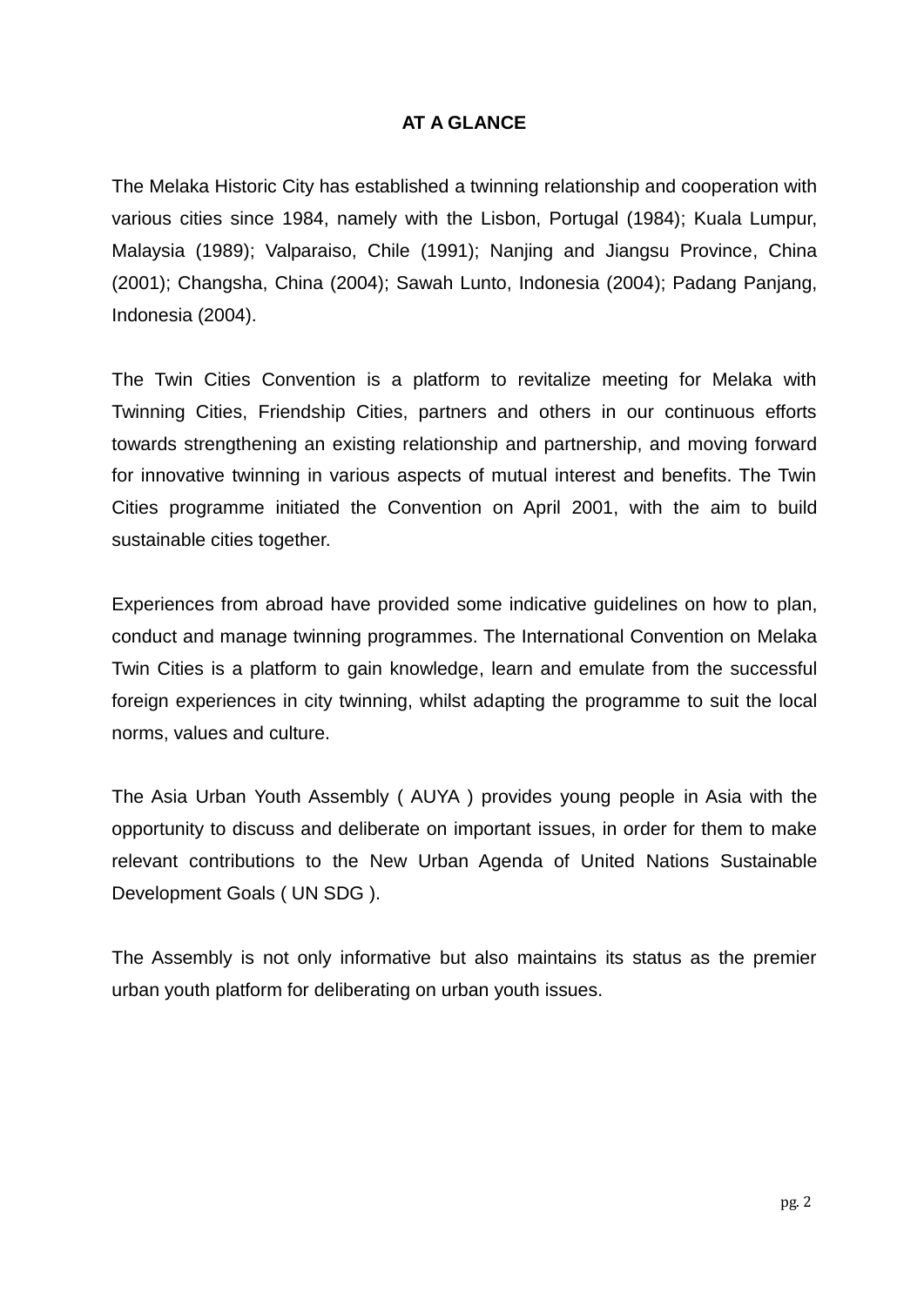## AT A GLANCE

The Melaka Historic City has established a twinning relationship and cooperation with various cities since 1984, namely with the Lisbon, Portugal (1984); Kuala Lumpur, Malaysia (1989); Valparaiso, Chile (1991); Nanjing and Jiangsu Province, China (2001); Changsha, China (2004); Sawah Lunto, Indonesia (2004); Padang Panjang, Indonesia (2004).

The Twin Cities Convention is a platform to revitalize meeting for Melaka with Twinning Cities, Friendship Cities, partners and others in our continuous efforts towards strengthening an existing relationship and partnership, and moving forward for innovative twinning in various aspects of mutual interest and benefits. The Twin Cities programme initiated the Convention on April 2001, with the aim to build sustainable cities together.

Experiences from abroad have provided some indicative guidelines on how to plan, conduct and manage twinning programmes. The International Convention on Melaka Twin Cities is a platform to gain knowledge, learn and emulate from the successful foreign experiences in city twinning, whilst adapting the programme to suit the local norms, values and culture.

The Asia Urban Youth Assembly ( AUYA ) provides young people in Asia with the opportunity to discuss and deliberate on important issues, in order for them to make relevant contributions to the New Urban Agenda of United Nations Sustainable Development Goals ( UN SDG ).

The Assembly is not only informative but also maintains its status as the premier urban youth platform for deliberating on urban youth issues.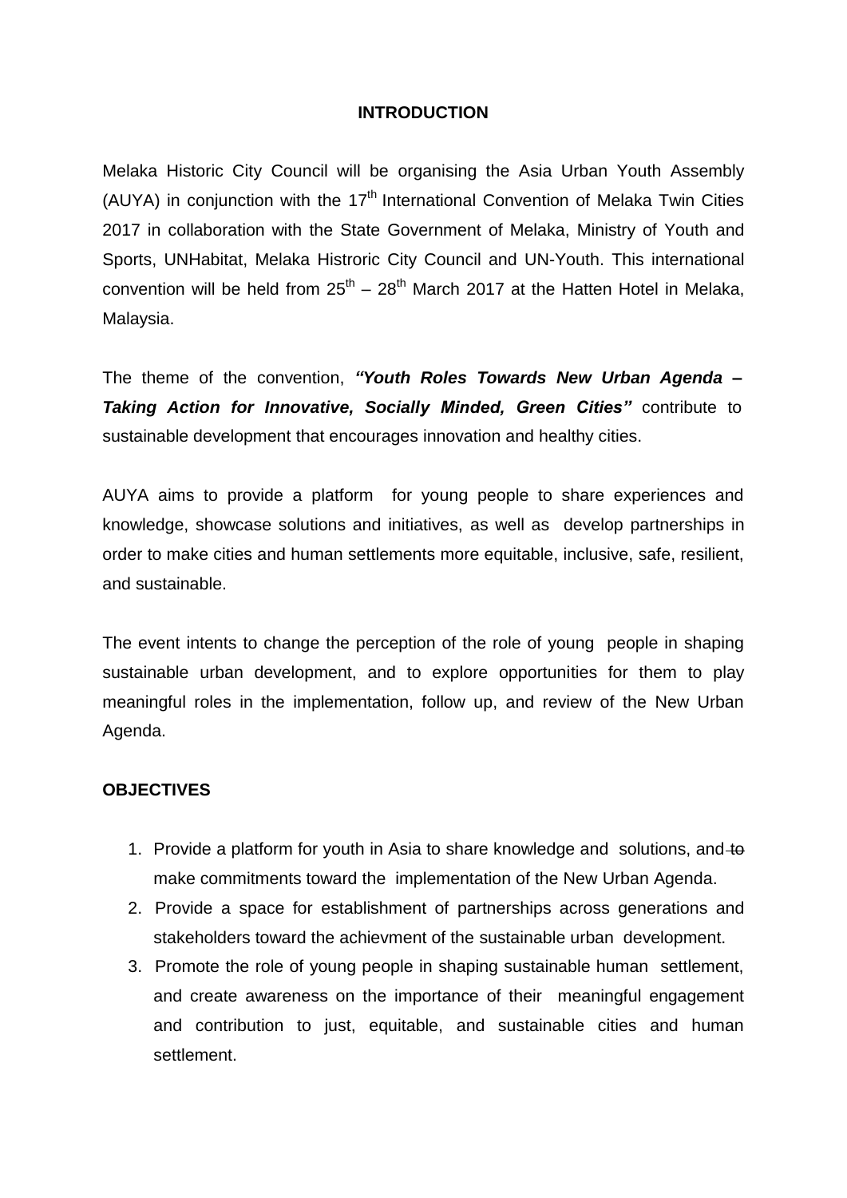## INTRODUCTION

Melaka Historic City Council will be organising the Asia Urban Youth Assembly (AUYA) in conjunction with the 17th International Convention of Melaka Twin Cities 2017 in collaboration with the State Government of Melaka, Ministry of Youth and Sports, UNHabitat, Melaka Histroric City Council and UN-Youth. This international convention will be held from 25th – 28th March 2017 at the Hatten Hotel in Melaka, Malaysia.

The theme of the convention, ***"Youth Roles Towards New Urban Agenda – Taking Action for Innovative, Socially Minded, Green Cities"*** contribute to sustainable development that encourages innovation and healthy cities.

AUYA aims to provide a platform for young people to share experiences and knowledge, showcase solutions and initiatives, as well as develop partnerships in order to make cities and human settlements more equitable, inclusive, safe, resilient, and sustainable.

The event intents to change the perception of the role of young people in shaping sustainable urban development, and to explore opportunities for them to play meaningful roles in the implementation, follow up, and review of the New Urban Agenda.

## OBJECTIVES

1. Provide a platform for youth in Asia to share knowledge and solutions, and ~~to~~ make commitments toward the implementation of the New Urban Agenda.
2. Provide a space for establishment of partnerships across generations and stakeholders toward the achievment of the sustainable urban development.
3. Promote the role of young people in shaping sustainable human settlement, and create awareness on the importance of their meaningful engagement and contribution to just, equitable, and sustainable cities and human settlement.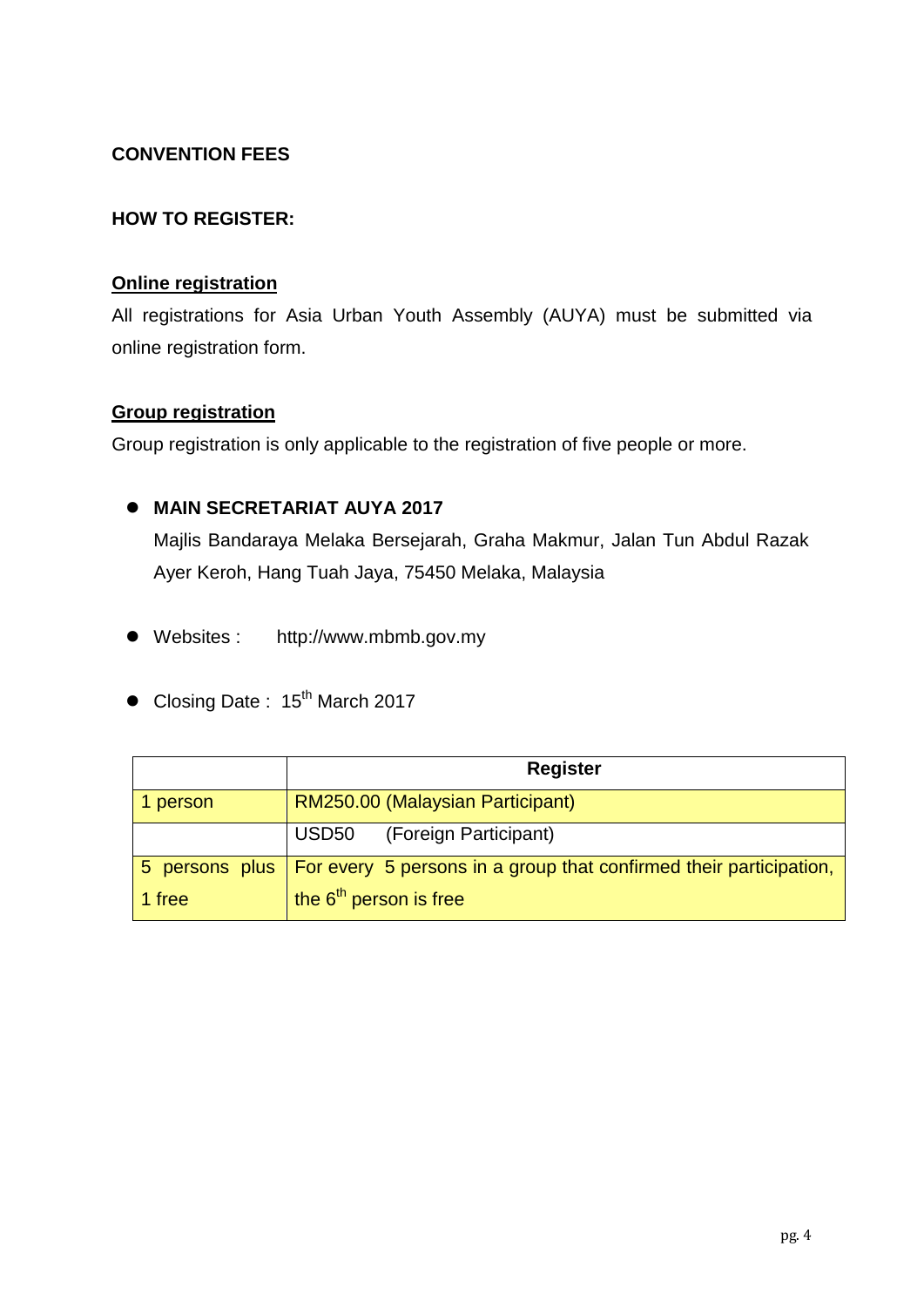**CONVENTION FEES**

**HOW TO REGISTER:**

**Online registration**

All registrations for Asia Urban Youth Assembly (AUYA) must be submitted via online registration form.

**Group registration**

Group registration is only applicable to the registration of five people or more.

- **MAIN SECRETARIAT AUYA 2017**
  Majlis Bandaraya Melaka Bersejarah, Graha Makmur, Jalan Tun Abdul Razak Ayer Keroh, Hang Tuah Jaya, 75450 Melaka, Malaysia

- Websites : http://www.mbmb.gov.my

- Closing Date : 15th March 2017

| | **Register** |
|---|---|
| 1 person | RM250.00 (Malaysian Participant) |
| | USD50 (Foreign Participant) |
| 5 persons plus 1 free | For every 5 persons in a group that confirmed their participation, the 6th person is free |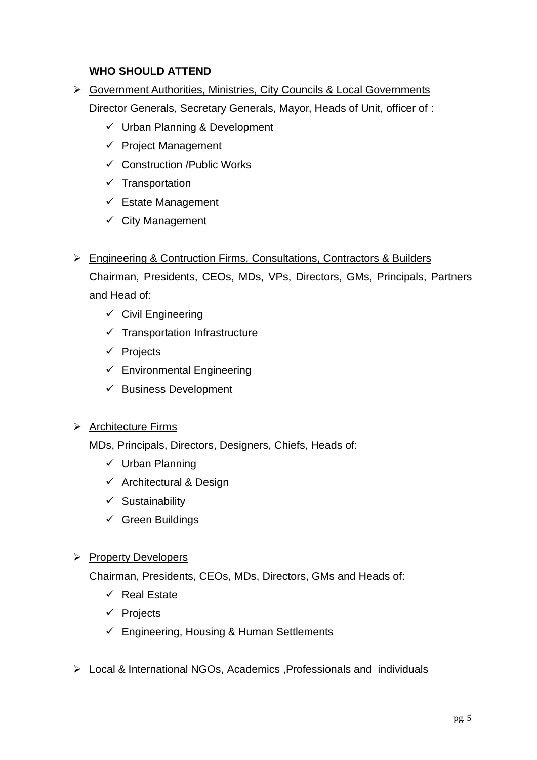**WHO SHOULD ATTEND**

- Government Authorities, Ministries, City Councils & Local Governments

  Director Generals, Secretary Generals, Mayor, Heads of Unit, officer of :

  - ✓ Urban Planning & Development
  - ✓ Project Management
  - ✓ Construction /Public Works
  - ✓ Transportation
  - ✓ Estate Management
  - ✓ City Management

- Engineering & Contruction Firms, Consultations, Contractors & Builders

  Chairman, Presidents, CEOs, MDs, VPs, Directors, GMs, Principals, Partners and Head of:

  - ✓ Civil Engineering
  - ✓ Transportation Infrastructure
  - ✓ Projects
  - ✓ Environmental Engineering
  - ✓ Business Development

- Architecture Firms

  MDs, Principals, Directors, Designers, Chiefs, Heads of:

  - ✓ Urban Planning
  - ✓ Architectural & Design
  - ✓ Sustainability
  - ✓ Green Buildings

- Property Developers

  Chairman, Presidents, CEOs, MDs, Directors, GMs and Heads of:

  - ✓ Real Estate
  - ✓ Projects
  - ✓ Engineering, Housing & Human Settlements

- Local & International NGOs, Academics ,Professionals and individuals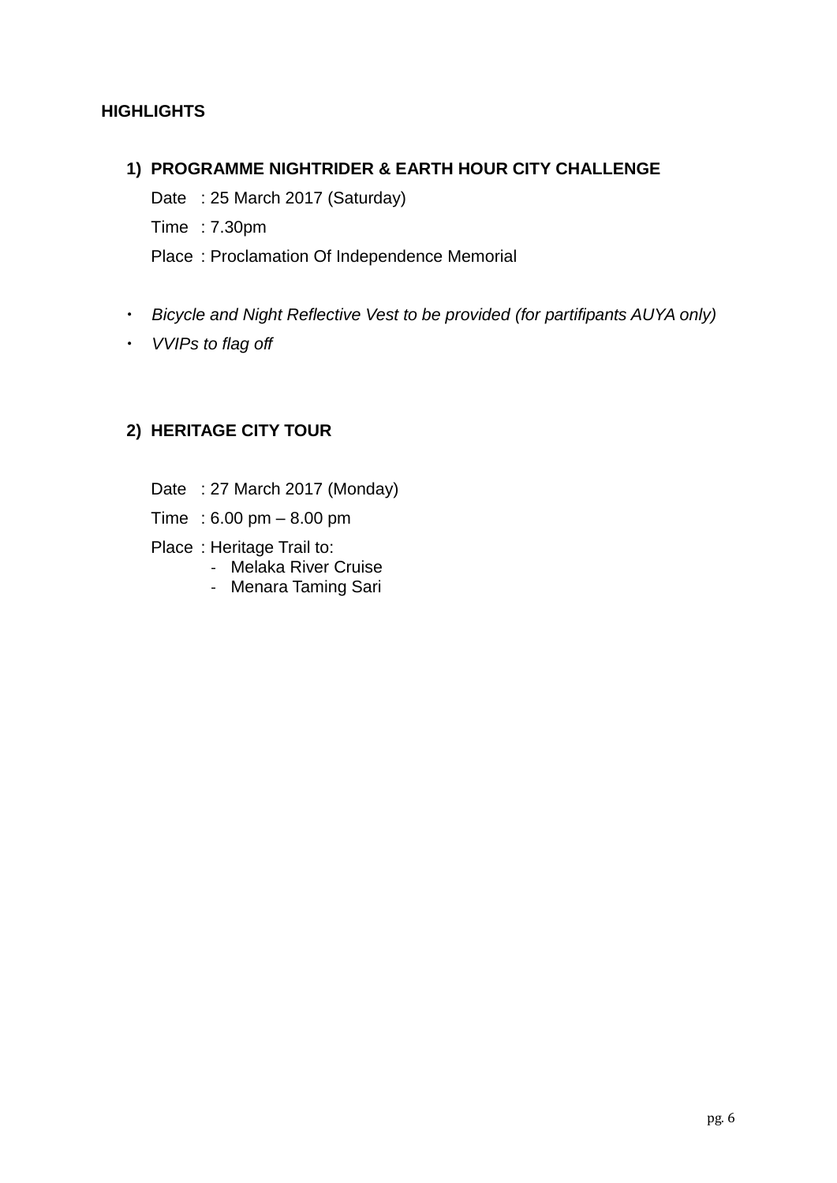**HIGHLIGHTS**

1) **PROGRAMME NIGHTRIDER & EARTH HOUR CITY CHALLENGE**

   Date : 25 March 2017 (Saturday)

   Time : 7.30pm

   Place : Proclamation Of Independence Memorial

- *Bicycle and Night Reflective Vest to be provided (for partifipants AUYA only)*
- *VVIPs to flag off*

2) **HERITAGE CITY TOUR**

   Date : 27 March 2017 (Monday)

   Time : 6.00 pm – 8.00 pm

   Place : Heritage Trail to:
   - Melaka River Cruise
   - Menara Taming Sari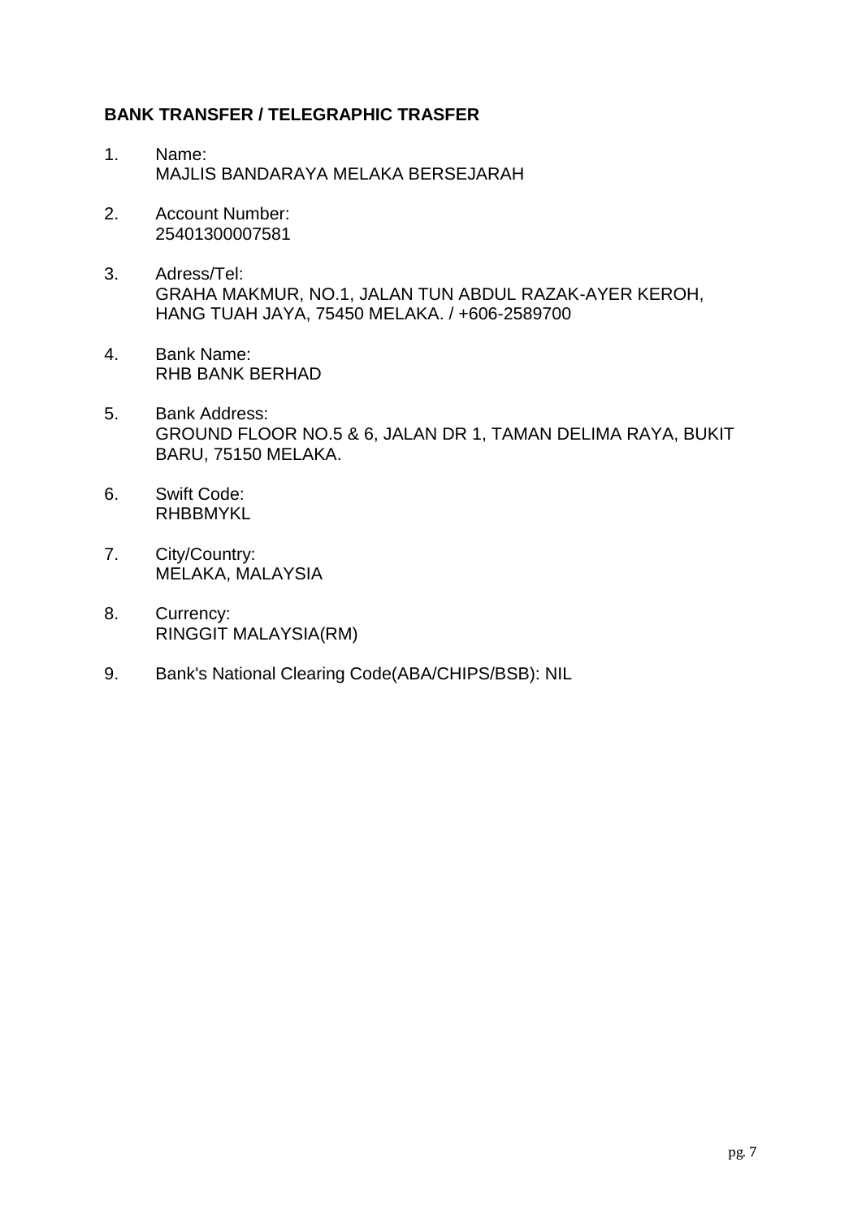**BANK TRANSFER / TELEGRAPHIC TRASFER**

1. Name:
   MAJLIS BANDARAYA MELAKA BERSEJARAH

2. Account Number:
   25401300007581

3. Adress/Tel:
   GRAHA MAKMUR, NO.1, JALAN TUN ABDUL RAZAK-AYER KEROH, HANG TUAH JAYA, 75450 MELAKA. / +606-2589700

4. Bank Name:
   RHB BANK BERHAD

5. Bank Address:
   GROUND FLOOR NO.5 & 6, JALAN DR 1, TAMAN DELIMA RAYA, BUKIT BARU, 75150 MELAKA.

6. Swift Code:
   RHBBMYKL

7. City/Country:
   MELAKA, MALAYSIA

8. Currency:
   RINGGIT MALAYSIA(RM)

9. Bank's National Clearing Code(ABA/CHIPS/BSB): NIL